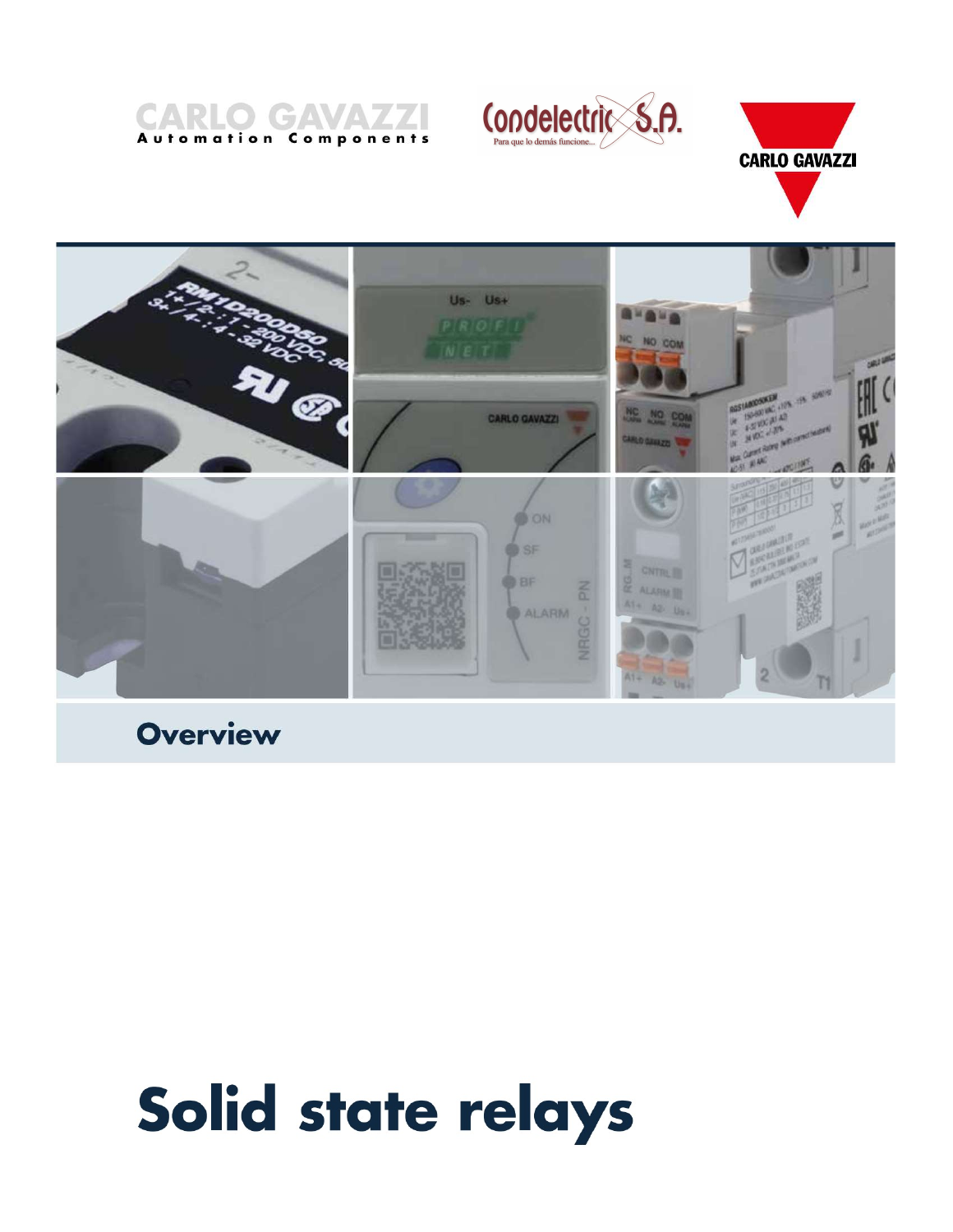CARLO GAVAZZI
Automation Components

Condelectric S.A.
Para que lo demás funcione...

CARLO GAVAZZI

## Overview

# Solid state relays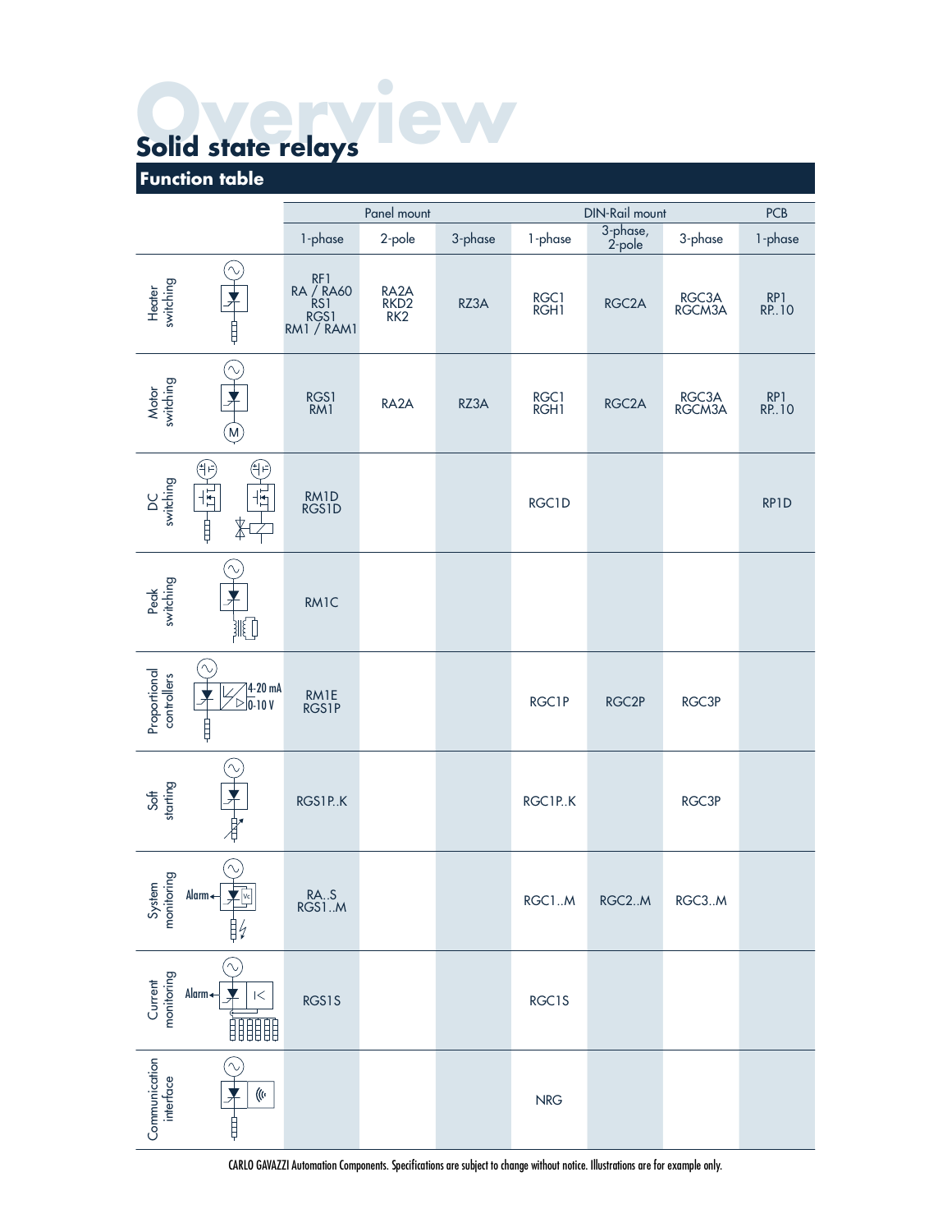# Overview

## Solid state relays

### Function table

| | Panel mount | | | DIN-Rail mount | | | PCB |
|---|---|---|---|---|---|---|---|
| | 1-phase | 2-pole | 3-phase | 1-phase | 3-phase, 2-pole | 3-phase | 1-phase |
| Heater switching | RF1<br>RA / RA60<br>RS1<br>RGS1<br>RM1 / RAM1 | RA2A<br>RKD2<br>RK2 | RZ3A | RGC1<br>RGH1 | RGC2A | RGC3A<br>RGCM3A | RP1<br>RP..10 |
| Motor switching | RGS1<br>RM1 | RA2A | RZ3A | RGC1<br>RGH1 | RGC2A | RGC3A<br>RGCM3A | RP1<br>RP..10 |
| DC switching | RM1D<br>RGS1D | | | RGC1D | | | RP1D |
| Peak switching | RM1C | | | | | | |
| Proportional controllers (4-20 mA, 0-10 V) | RM1E<br>RGS1P | | | RGC1P | RGC2P | RGC3P | |
| Soft starting | RGS1P..K | | | RGC1P..K | | RGC3P | |
| System monitoring (Alarm) | RA..S<br>RGS1..M | | | RGC1..M | RGC2..M | RGC3..M | |
| Current monitoring (Alarm) | RGS1S | | | RGC1S | | | |
| Communication interface | | | | NRG | | | |

CARLO GAVAZZI Automation Components. Specifications are subject to change without notice. Illustrations are for example only.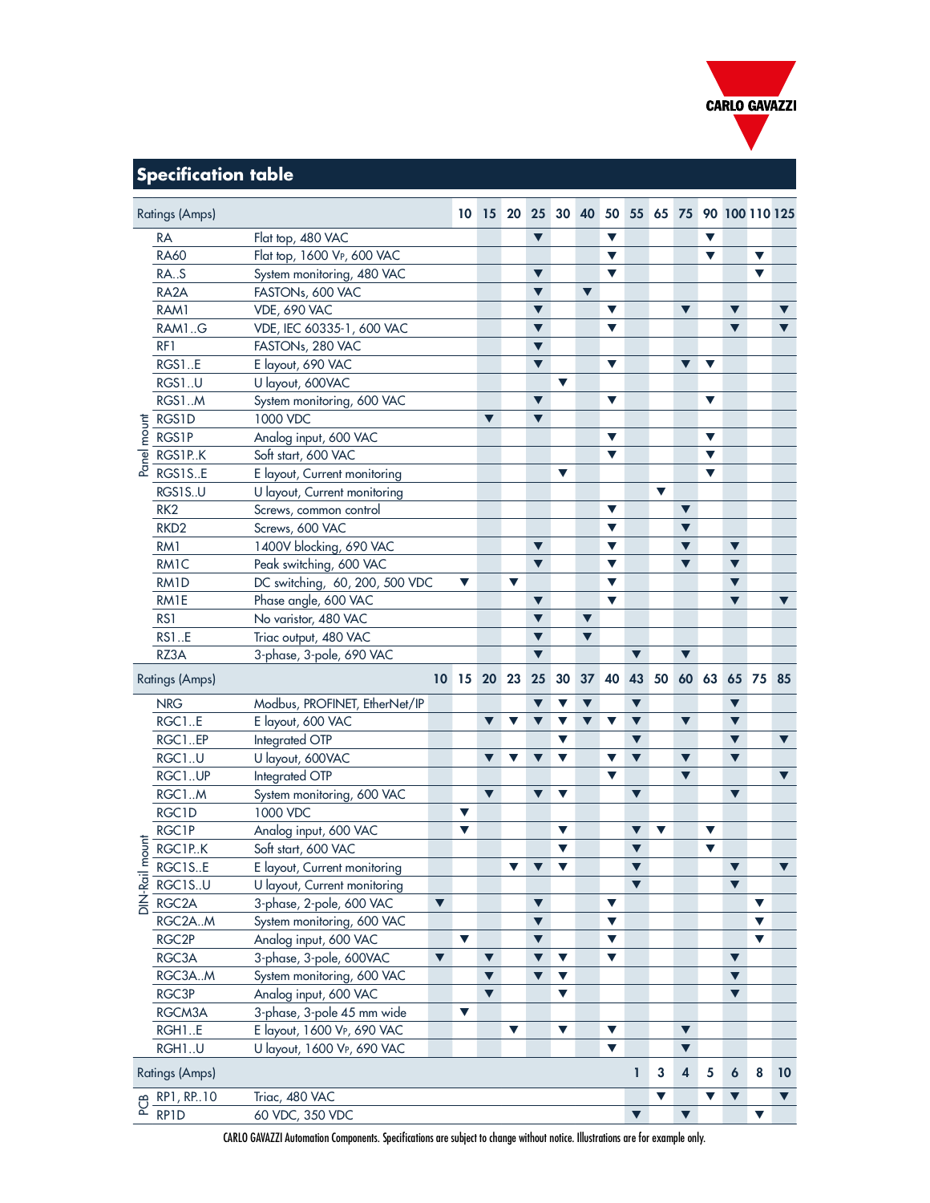## Specification table

| | Ratings (Amps) | | 10 | 15 | 20 | 25 | 30 | 40 | 50 | 55 | 65 | 75 | 90 | 100 | 110 | 125 |
|---|---|---|---|---|---|---|---|---|---|---|---|---|---|---|---|---|
| Panel mount | RA | Flat top, 480 VAC | | | | ▼ | | | ▼ | | | | ▼ | | | |
| | RA60 | Flat top, 1600 $V_P$, 600 VAC | | | | | | | ▼ | | | | ▼ | | ▼ | |
| | RA..S | System monitoring, 480 VAC | | | | ▼ | | | ▼ | | | | | | ▼ | |
| | RA2A | FASTONs, 600 VAC | | | | ▼ | | ▼ | | | | | | | | |
| | RAM1 | VDE, 690 VAC | | | | ▼ | | | ▼ | | | ▼ | | ▼ | | ▼ |
| | RAM1..G | VDE, IEC 60335-1, 600 VAC | | | | ▼ | | | ▼ | | | | | ▼ | | ▼ |
| | RF1 | FASTONs, 280 VAC | | | | ▼ | | | | | | | | | | |
| | RGS1..E | E layout, 690 VAC | | | | ▼ | | | ▼ | | | ▼ | ▼ | | | |
| | RGS1..U | U layout, 600VAC | | | | | ▼ | | | | | | | | | |
| | RGS1..M | System monitoring, 600 VAC | | | | ▼ | | | ▼ | | | | ▼ | | | |
| | RGS1D | 1000 VDC | | ▼ | | ▼ | | | | | | | | | | |
| | RGS1P | Analog input, 600 VAC | | | | | | | ▼ | | | | ▼ | | | |
| | RGS1P..K | Soft start, 600 VAC | | | | | | | ▼ | | | | ▼ | | | |
| | RGS1S..E | E layout, Current monitoring | | | | | ▼ | | | | | | ▼ | | | |
| | RGS1S..U | U layout, Current monitoring | | | | | | | | | ▼ | | | | | |
| | RK2 | Screws, common control | | | | | | | ▼ | | | ▼ | | | | |
| | RKD2 | Screws, 600 VAC | | | | | | | ▼ | | | ▼ | | | | |
| | RM1 | 1400V blocking, 690 VAC | | | | ▼ | | | ▼ | | | ▼ | | ▼ | | |
| | RM1C | Peak switching, 600 VAC | | | | ▼ | | | ▼ | | | ▼ | | ▼ | | |
| | RM1D | DC switching, 60, 200, 500 VDC | ▼ | | ▼ | | | | ▼ | | | | | ▼ | | |
| | RM1E | Phase angle, 600 VAC | | | | ▼ | | | ▼ | | | | | ▼ | | ▼ |
| | RS1 | No varistor, 480 VAC | | | | ▼ | | ▼ | | | | | | | | |
| | RS1..E | Triac output, 480 VAC | | | | ▼ | | ▼ | | | | | | | | |
| | RZ3A | 3-phase, 3-pole, 690 VAC | | | | ▼ | | | | ▼ | | ▼ | | | | |

| | Ratings (Amps) | | 10 | 15 | 20 | 23 | 25 | 30 | 37 | 40 | 43 | 50 | 60 | 63 | 65 | 75 | 85 |
|---|---|---|---|---|---|---|---|---|---|---|---|---|---|---|---|---|---|
| DIN-Rail mount | NRG | Modbus, PROFINET, EtherNet/IP | | | | | ▼ | ▼ | ▼ | | ▼ | | | | ▼ | | |
| | RGC1..E | E layout, 600 VAC | | | ▼ | ▼ | ▼ | ▼ | ▼ | ▼ | ▼ | | ▼ | | ▼ | | |
| | RGC1..EP | Integrated OTP | | | | | | ▼ | | | ▼ | | | | ▼ | | ▼ |
| | RGC1..U | U layout, 600VAC | | | ▼ | ▼ | ▼ | ▼ | | ▼ | ▼ | | ▼ | | ▼ | | |
| | RGC1..UP | Integrated OTP | | | | | | | | ▼ | | | ▼ | | | | ▼ |
| | RGC1..M | System monitoring, 600 VAC | | | ▼ | | ▼ | ▼ | | | ▼ | | | | ▼ | | |
| | RGC1D | 1000 VDC | | ▼ | | | | | | | | | | | | | |
| | RGC1P | Analog input, 600 VAC | | ▼ | | | | ▼ | | | ▼ | ▼ | | ▼ | | | |
| | RGC1P..K | Soft start, 600 VAC | | | | | | ▼ | | | ▼ | | | ▼ | | | |
| | RGC1S..E | E layout, Current monitoring | | | | ▼ | ▼ | ▼ | | | ▼ | | | | ▼ | | ▼ |
| | RGC1S..U | U layout, Current monitoring | | | | | | | | | ▼ | | | | ▼ | | |
| | RGC2A | 3-phase, 2-pole, 600 VAC | ▼ | | | | ▼ | | | ▼ | | | | | | ▼ | |
| | RGC2A..M | System monitoring, 600 VAC | | | | | ▼ | | | ▼ | | | | | | ▼ | |
| | RGC2P | Analog input, 600 VAC | | ▼ | | | ▼ | | | ▼ | | | | | | ▼ | |
| | RGC3A | 3-phase, 3-pole, 600VAC | ▼ | | ▼ | | ▼ | ▼ | | ▼ | | | | | ▼ | | |
| | RGC3A..M | System monitoring, 600 VAC | | | ▼ | | ▼ | ▼ | | | | | | | ▼ | | |
| | RGC3P | Analog input, 600 VAC | | | ▼ | | | ▼ | | | | | | | ▼ | | |
| | RGCM3A | 3-phase, 3-pole 45 mm wide | | ▼ | | | | | | | | | | | | | |
| | RGH1..E | E layout, 1600 $V_P$, 690 VAC | | | | ▼ | | ▼ | | ▼ | | | ▼ | | | | |
| | RGH1..U | U layout, 1600 $V_P$, 690 VAC | | | | | | | | ▼ | | | ▼ | | | | |

| | Ratings (Amps) | | 1 | 3 | 4 | 5 | 6 | 8 | 10 |
|---|---|---|---|---|---|---|---|---|---|
| PCB | RP1, RP..10 | Triac, 480 VAC | | ▼ | | ▼ | ▼ | | ▼ |
| | RP1D | 60 VDC, 350 VDC | ▼ | | ▼ | | | ▼ | |

CARLO GAVAZZI Automation Components. Specifications are subject to change without notice. Illustrations are for example only.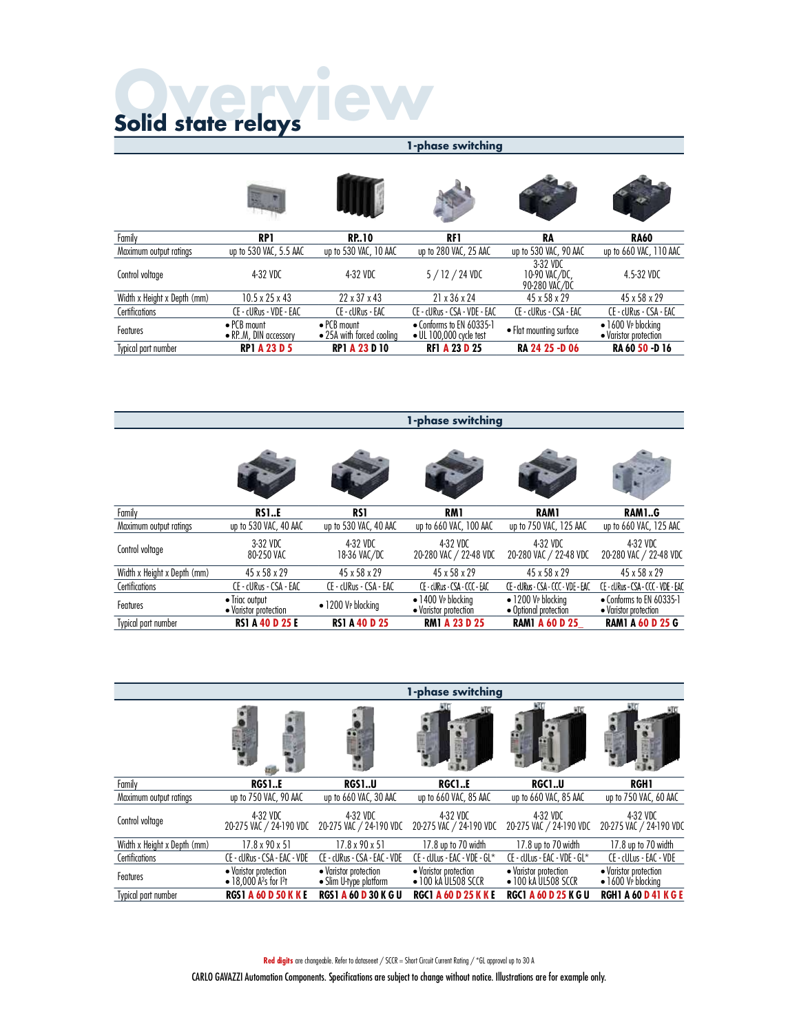# Overview

## Solid state relays

### 1-phase switching

| Family | RP1 | RP..10 | RF1 | RA | RA60 |
|---|---|---|---|---|---|
| Maximum output ratings | up to 530 VAC, 5.5 AAC | up to 530 VAC, 10 AAC | up to 280 VAC, 25 AAC | up to 530 VAC, 90 AAC | up to 660 VAC, 110 AAC |
| Control voltage | 4-32 VDC | 4-32 VDC | 5 / 12 / 24 VDC | 3-32 VDC<br>10-90 VAC/DC,<br>90-280 VAC/DC | 4.5-32 VDC |
| Width x Height x Depth (mm) | 10.5 x 25 x 43 | 22 x 37 x 43 | 21 x 36 x 24 | 45 x 58 x 29 | 45 x 58 x 29 |
| Certifications | CE - cURus - VDE - EAC | CE - cURus - EAC | CE - cURus - CSA - VDE - EAC | CE - cURus - CSA - EAC | CE - cURus - CSA - EAC |
| Features | • PCB mount<br>• RP..M, DIN accessory | • PCB mount<br>• 25A with forced cooling | • Conforms to EN 60335-1<br>• UL 100,000 cycle test | • Flat mounting surface | • 1600 Vp blocking<br>• Varistor protection |
| Typical part number | **RP1 A 23 D 5** | **RP1 A 23 D 10** | **RF1 A 23 D 25** | **RA 24 25 -D 06** | **RA 60 50 -D 16** |

### 1-phase switching

| Family | RS1..E | RS1 | RM1 | RAM1 | RAM1..G |
|---|---|---|---|---|---|
| Maximum output ratings | up to 530 VAC, 40 AAC | up to 530 VAC, 40 AAC | up to 660 VAC, 100 AAC | up to 750 VAC, 125 AAC | up to 660 VAC, 125 AAC |
| Control voltage | 3-32 VDC<br>80-250 VAC | 4-32 VDC<br>18-36 VAC/DC | 4-32 VDC<br>20-280 VAC / 22-48 VDC | 4-32 VDC<br>20-280 VAC / 22-48 VDC | 4-32 VDC<br>20-280 VAC / 22-48 VDC |
| Width x Height x Depth (mm) | 45 x 58 x 29 | 45 x 58 x 29 | 45 x 58 x 29 | 45 x 58 x 29 | 45 x 58 x 29 |
| Certifications | CE - cURus - CSA - EAC | CE - cURus - CSA - EAC | CE - cURus - CSA - CCC - EAC | CE - cURus - CSA - CCC - VDE - EAC | CE - cURus - CSA - CCC - VDE - EAC |
| Features | • Triac output<br>• Varistor protection | • 1200 Vp blocking | • 1400 Vp blocking<br>• Varistor protection | • 1200 Vp blocking<br>• Optional protection | • Conforms to EN 60335-1<br>• Varistor protection |
| Typical part number | **RS1 A 40 D 25 E** | **RS1 A 40 D 25** | **RM1 A 23 D 25** | **RAM1 A 60 D 25_** | **RAM1 A 60 D 25 G** |

### 1-phase switching

| Family | RGS1..E | RGS1..U | RGC1..E | RGC1..U | RGH1 |
|---|---|---|---|---|---|
| Maximum output ratings | up to 750 VAC, 90 AAC | up to 660 VAC, 30 AAC | up to 660 VAC, 85 AAC | up to 660 VAC, 85 AAC | up to 750 VAC, 60 AAC |
| Control voltage | 4-32 VDC<br>20-275 VAC / 24-190 VDC | 4-32 VDC<br>20-275 VAC / 24-190 VDC | 4-32 VDC<br>20-275 VAC / 24-190 VDC | 4-32 VDC<br>20-275 VAC / 24-190 VDC | 4-32 VDC<br>20-275 VAC / 24-190 VDC |
| Width x Height x Depth (mm) | 17.8 x 90 x 51 | 17.8 x 90 x 51 | 17.8 up to 70 width | 17.8 up to 70 width | 17.8 up to 70 width |
| Certifications | CE - cURus - CSA - EAC - VDE | CE - cURus - CSA - EAC - VDE | CE - cULus - EAC - VDE - GL* | CE - cULus - EAC - VDE - GL* | CE - cULus - EAC - VDE |
| Features | • Varistor protection<br>• 18,000 A²s for I²t | • Varistor protection<br>• Slim U-type platform | • Varistor protection<br>• 100 kA UL508 SCCR | • Varistor protection<br>• 100 kA UL508 SCCR | • Varistor protection<br>• 1600 Vp blocking |
| Typical part number | **RGS1 A 60 D 50 K K E** | **RGS1 A 60 D 30 K G U** | **RGC1 A 60 D 25 K K E** | **RGC1 A 60 D 25 K G U** | **RGH1 A 60 D 41 K G E** |

**Red digits** are changeable. Refer to dataseeet / SCCR = Short Circuit Current Rating / *GL approval up to 30 A

CARLO GAVAZZI Automation Components. Specifications are subject to change without notice. Illustrations are for example only.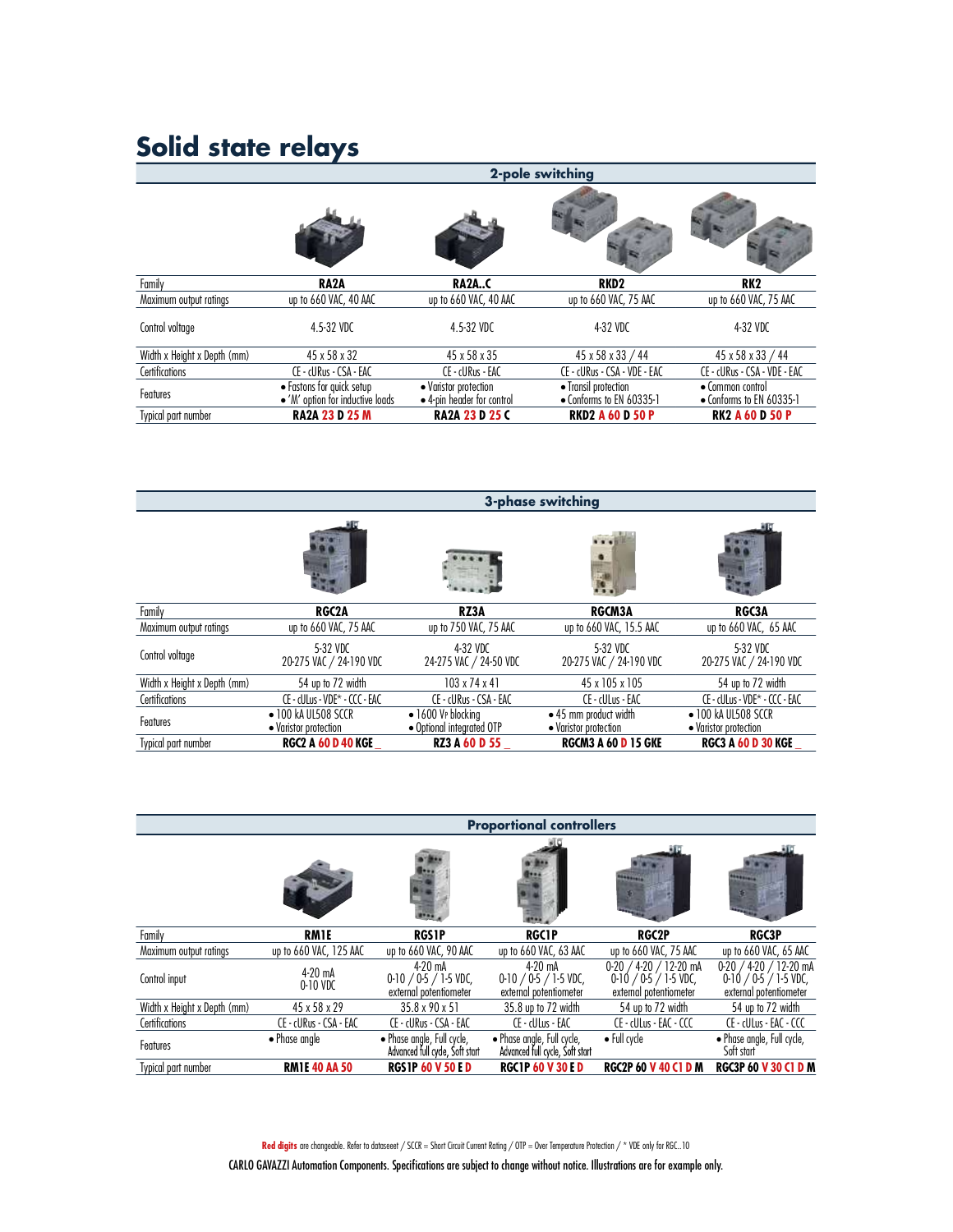# Solid state relays

## 2-pole switching

| Family | RA2A | RA2A..C | RKD2 | RK2 |
|---|---|---|---|---|
| Maximum output ratings | up to 660 VAC, 40 AAC | up to 660 VAC, 40 AAC | up to 660 VAC, 75 AAC | up to 660 VAC, 75 AAC |
| Control voltage | 4.5-32 VDC | 4.5-32 VDC | 4-32 VDC | 4-32 VDC |
| Width x Height x Depth (mm) | 45 x 58 x 32 | 45 x 58 x 35 | 45 x 58 x 33 / 44 | 45 x 58 x 33 / 44 |
| Certifications | CE - cURus - CSA - EAC | CE - cURus - EAC | CE - cURus - CSA - VDE - EAC | CE - cURus - CSA - VDE - EAC |
| Features | • Fastons for quick setup<br>• 'M' option for inductive loads | • Varistor protection<br>• 4-pin header for control | • Transil protection<br>• Conforms to EN 60335-1 | • Common control<br>• Conforms to EN 60335-1 |
| Typical part number | **RA2A 23 D 25 M** | **RA2A 23 D 25 C** | **RKD2 A 60 D 50 P** | **RK2 A 60 D 50 P** |

## 3-phase switching

| Family | RGC2A | RZ3A | RGCM3A | RGC3A |
|---|---|---|---|---|
| Maximum output ratings | up to 660 VAC, 75 AAC | up to 750 VAC, 75 AAC | up to 660 VAC, 15.5 AAC | up to 660 VAC, 65 AAC |
| Control voltage | 5-32 VDC<br>20-275 VAC / 24-190 VDC | 4-32 VDC<br>24-275 VAC / 24-50 VDC | 5-32 VDC<br>20-275 VAC / 24-190 VDC | 5-32 VDC<br>20-275 VAC / 24-190 VDC |
| Width x Height x Depth (mm) | 54 up to 72 width | 103 x 74 x 41 | 45 x 105 x 105 | 54 up to 72 width |
| Certifications | CE - cULus - VDE* - CCC - EAC | CE - cURus - CSA - EAC | CE - cULus - EAC | CE - cULus - VDE* - CCC - EAC |
| Features | • 100 kA UL508 SCCR<br>• Varistor protection | • 1600 Vp blocking<br>• Optional integrated OTP | • 45 mm product width<br>• Varistor protection | • 100 kA UL508 SCCR<br>• Varistor protection |
| Typical part number | **RGC2 A 60 D 40 KGE _** | **RZ3 A 60 D 55 _** | **RGCM3 A 60 D 15 GKE** | **RGC3 A 60 D 30 KGE _** |

## Proportional controllers

| Family | RM1E | RGS1P | RGC1P | RGC2P | RGC3P |
|---|---|---|---|---|---|
| Maximum output ratings | up to 660 VAC, 125 AAC | up to 660 VAC, 90 AAC | up to 660 VAC, 63 AAC | up to 660 VAC, 75 AAC | up to 660 VAC, 65 AAC |
| Control input | 4-20 mA<br>0-10 VDC | 4-20 mA<br>0-10 / 0-5 / 1-5 VDC,<br>external potentiometer | 4-20 mA<br>0-10 / 0-5 / 1-5 VDC,<br>external potentiometer | 0-20 / 4-20 / 12-20 mA<br>0-10 / 0-5 / 1-5 VDC,<br>external potentiometer | 0-20 / 4-20 / 12-20 mA<br>0-10 / 0-5 / 1-5 VDC,<br>external potentiometer |
| Width x Height x Depth (mm) | 45 x 58 x 29 | 35.8 x 90 x 51 | 35.8 up to 72 width | 54 up to 72 width | 54 up to 72 width |
| Certifications | CE - cURus - CSA - EAC | CE - cURus - CSA - EAC | CE - cULus - EAC | CE - cULus - EAC - CCC | CE - cULus - EAC - CCC |
| Features | • Phase angle | • Phase angle, Full cycle, Advanced full cycle, Soft start | • Phase angle, Full cycle, Advanced full cycle, Soft start | • Full cycle | • Phase angle, Full cycle, Soft start |
| Typical part number | **RM1E 40 AA 50** | **RGS1P 60 V 50 E D** | **RGC1P 60 V 30 E D** | **RGC2P 60 V 40 C1 D M** | **RGC3P 60 V 30 C1 D M** |

**Red digits** are changeable. Refer to dataseeet / SCCR = Short Circuit Current Rating / OTP = Over Temperature Protection / * VDE only for RGC..10

CARLO GAVAZZI Automation Components. Specifications are subject to change without notice. Illustrations are for example only.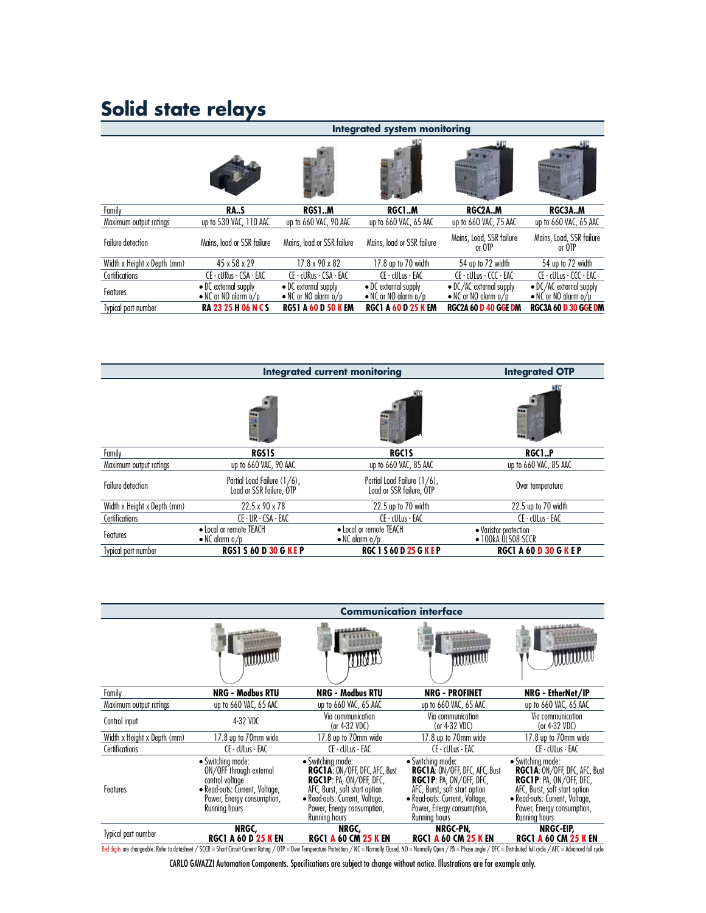# Solid state relays

| | Integrated system monitoring | | | | |
|---|---|---|---|---|---|
| Family | **RA..S** | **RGS1..M** | **RGC1..M** | **RGC2A..M** | **RGC3A..M** |
| Maximum output ratings | up to 530 VAC, 110 AAC | up to 660 VAC, 90 AAC | up to 660 VAC, 65 AAC | up to 660 VAC, 75 AAC | up to 660 VAC, 65 AAC |
| Failure detection | Mains, load or SSR failure | Mains, load or SSR failure | Mains, load or SSR failure | Mains, Load, SSR failure or OTP | Mains, Load, SSR failure or OTP |
| Width x Height x Depth (mm) | 45 x 58 x 29 | 17.8 x 90 x 82 | 17.8 up to 70 width | 54 up to 72 width | 54 up to 72 width |
| Certifications | CE - cURus - CSA - EAC | CE - cURus - CSA - EAC | CE - cULus - EAC | CE - cULus - CCC - EAC | CE - cULus - CCC - EAC |
| Features | • DC external supply<br>• NC or NO alarm o/p | • DC external supply<br>• NC or NO alarm o/p | • DC external supply<br>• NC or NO alarm o/p | • DC/AC external supply<br>• NC or NO alarm o/p | • DC/AC external supply<br>• NC or NO alarm o/p |
| Typical part number | **RA 23 25 H 06 N C S** | **RGS1 A 60 D 50 K EM** | **RGC1 A 60 D 25 K EM** | **RGC2A 60 D 40 GGE DM** | **RGC3A 60 D 30 GGE DM** |

| | Integrated current monitoring | | Integrated OTP |
|---|---|---|---|
| Family | **RGS1S** | **RGC1S** | **RGC1..P** |
| Maximum output ratings | up to 660 VAC, 90 AAC | up to 660 VAC, 85 AAC | up to 660 VAC, 85 AAC |
| Failure detection | Partial Load Failure (1/6), Load or SSR failure, OTP | Partial Load Failure (1/6), Load or SSR failure, OTP | Over temperature |
| Width x Height x Depth (mm) | 22.5 x 90 x 78 | 22.5 up to 70 width | 22.5 up to 70 width |
| Certifications | CE - UR - CSA - EAC | CE - cULus - EAC | CE - cULus - EAC |
| Features | • Local or remote TEACH<br>• NC alarm o/p | • Local or remote TEACH<br>• NC alarm o/p | • Varistor protection<br>• 100kA UL508 SCCR |
| Typical part number | **RGS1 S 60 D 30 G K E P** | **RGC 1 S 60 D 25 G K E P** | **RGC1 A 60 D 30 G K E P** |

| | Communication interface | | | |
|---|---|---|---|---|
| Family | **NRG - Modbus RTU** | **NRG - Modbus RTU** | **NRG - PROFINET** | **NRG - EtherNet/IP** |
| Maximum output ratings | up to 660 VAC, 65 AAC | up to 660 VAC, 65 AAC | up to 660 VAC, 65 AAC | up to 660 VAC, 65 AAC |
| Control input | 4-32 VDC | Via communication (or 4-32 VDC) | Via communication (or 4-32 VDC) | Via communication (or 4-32 VDC) |
| Width x Height x Depth (mm) | 17.8 up to 70mm wide | 17.8 up to 70mm wide | 17.8 up to 70mm wide | 17.8 up to 70mm wide |
| Certifications | CE - cULus - EAC | CE - cULus - EAC | CE - cULus - EAC | CE - cULus - EAC |
| Features | • Switching mode: ON/OFF through external control voltage<br>• Read-outs: Current, Voltage, Power, Energy consumption, Running hours | • Switching mode: **RGC1A**: ON/OFF, DFC, AFC, Bust **RGC1P**: PA, ON/OFF, DFC, AFC, Burst, soft start option<br>• Read-outs: Current, Voltage, Power, Energy consumption, Running hours | • Switching mode: **RGC1A**: ON/OFF, DFC, AFC, Bust **RGC1P**: PA, ON/OFF, DFC, AFC, Burst, soft start option<br>• Read-outs: Current, Voltage, Power, Energy consumption, Running hours | • Switching mode: **RGC1A**: ON/OFF, DFC, AFC, Bust **RGC1P**: PA, ON/OFF, DFC, AFC, Burst, soft start option<br>• Read-outs: Current, Voltage, Power, Energy consumption, Running hours |
| Typical part number | **NRGC, RGC1 A 60 D 25 K EN** | **NRGC, RGC1 A 60 CM 25 K EN** | **NRGC-PN, RGC1 A 60 CM 25 K EN** | **NRGC-EIP, RGC1 A 60 CM 25 K EN** |

Red digits are changeable. Refer to datasheet / SCCR = Short Circuit Current Rating / OTP = Over Temperature Protection / NC = Normally Closed, NO = Normally Open / PA = Phase angle / DFC = Distributed full cycle / AFC = Advanced full cycle

CARLO GAVAZZI Automation Components. Specifications are subject to change without notice. Illustrations are for example only.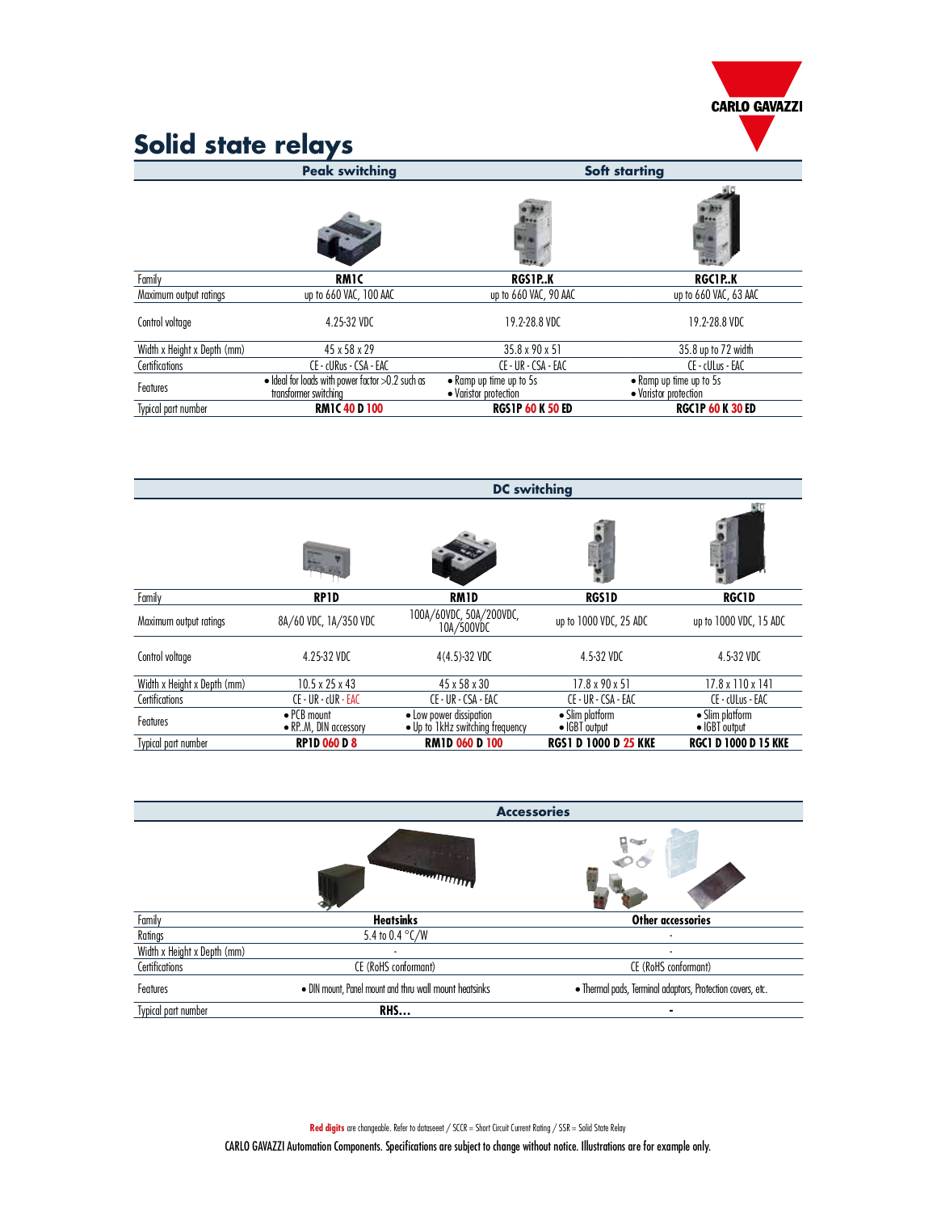# Solid state relays

| | Peak switching | Soft starting | |
|---|---|---|---|
| Family | **RM1C** | **RGS1P..K** | **RGC1P..K** |
| Maximum output ratings | up to 660 VAC, 100 AAC | up to 660 VAC, 90 AAC | up to 660 VAC, 63 AAC |
| Control voltage | 4.25-32 VDC | 19.2-28.8 VDC | 19.2-28.8 VDC |
| Width x Height x Depth (mm) | 45 x 58 x 29 | 35.8 x 90 x 51 | 35.8 up to 72 width |
| Certifications | CE - cURus - CSA - EAC | CE - UR - CSA - EAC | CE - cULus - EAC |
| Features | • Ideal for loads with power factor >0.2 such as transformer switching | • Ramp up time up to 5s<br>• Varistor protection | • Ramp up time up to 5s<br>• Varistor protection |
| Typical part number | **RM1C 40 D 100** | **RGS1P 60 K 50 ED** | **RGC1P 60 K 30 ED** |

| | DC switching | | | |
|---|---|---|---|---|
| Family | **RP1D** | **RM1D** | **RGS1D** | **RGC1D** |
| Maximum output ratings | 8A/60 VDC, 1A/350 VDC | 100A/60VDC, 50A/200VDC, 10A/500VDC | up to 1000 VDC, 25 ADC | up to 1000 VDC, 15 ADC |
| Control voltage | 4.25-32 VDC | 4(4.5)-32 VDC | 4.5-32 VDC | 4.5-32 VDC |
| Width x Height x Depth (mm) | 10.5 x 25 x 43 | 45 x 58 x 30 | 17.8 x 90 x 51 | 17.8 x 110 x 141 |
| Certifications | CE - UR - cUR - EAC | CE - UR - CSA - EAC | CE - UR - CSA - EAC | CE - cULus - EAC |
| Features | • PCB mount<br>• RP..M, DIN accessory | • Low power dissipation<br>• Up to 1kHz switching frequency | • Slim platform<br>• IGBT output | • Slim platform<br>• IGBT output |
| Typical part number | **RP1D 060 D 8** | **RM1D 060 D 100** | **RGS1 D 1000 D 25 KKE** | **RGC1 D 1000 D 15 KKE** |

| | Accessories | |
|---|---|---|
| Family | **Heatsinks** | **Other accessories** |
| Ratings | 5.4 to 0.4 °C/W | - |
| Width x Height x Depth (mm) | - | - |
| Certifications | CE (RoHS conformant) | CE (RoHS conformant) |
| Features | • DIN mount, Panel mount and thru wall mount heatsinks | • Thermal pads, Terminal adaptors, Protection covers, etc. |
| Typical part number | **RHS...** | **-** |

**Red digits** are changeable. Refer to dataseeet / SCCR = Short Circuit Current Rating / SSR = Solid State Relay

CARLO GAVAZZI Automation Components. Specifications are subject to change without notice. Illustrations are for example only.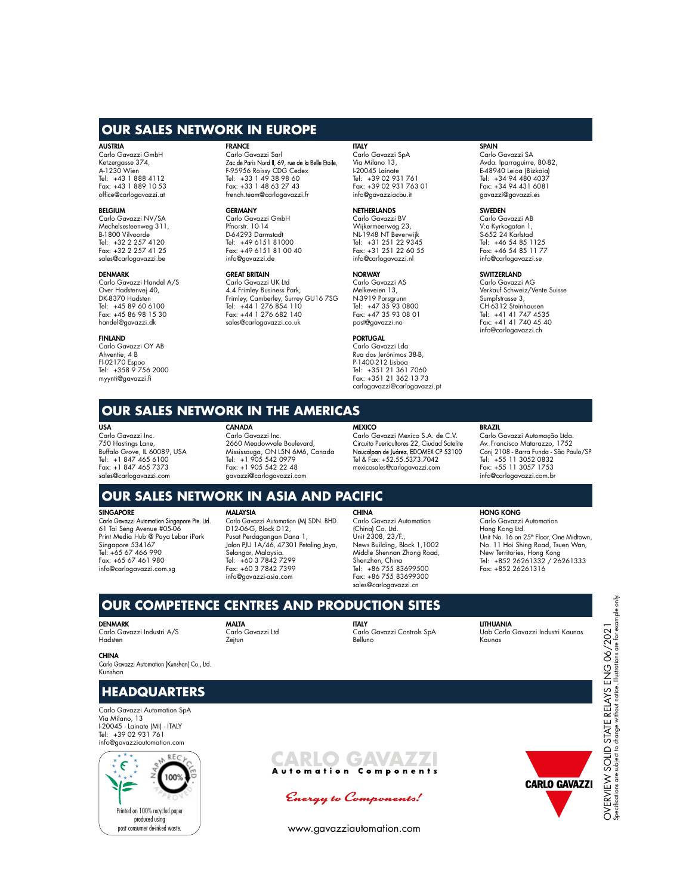## OUR SALES NETWORK IN EUROPE

**AUSTRIA**
Carlo Gavazzi GmbH
Ketzergasse 374,
A-1230 Wien
Tel: +43 1 888 4112
Fax: +43 1 889 10 53
office@carlogavazzi.at

**BELGIUM**
Carlo Gavazzi NV/SA
Mechelsesteenweg 311,
B-1800 Vilvoorde
Tel: +32 2 257 4120
Fax: +32 2 257 41 25
sales@carlogavazzi.be

**DENMARK**
Carlo Gavazzi Handel A/S
Over Hadstenvej 40,
DK-8370 Hadsten
Tel: +45 89 60 6100
Fax: +45 86 98 15 30
handel@gavazzi.dk

**FINLAND**
Carlo Gavazzi OY AB
Ahventie, 4 B
FI-02170 Espoo
Tel: +358 9 756 2000
myynti@gavazzi.fi

**FRANCE**
Carlo Gavazzi Sarl
Zac de Paris Nord II, 69, rue de la Belle Etoile,
F-95956 Roissy CDG Cedex
Tel: +33 1 49 38 98 60
Fax: +33 1 48 63 27 43
french.team@carlogavazzi.fr

**GERMANY**
Carlo Gavazzi GmbH
Pfnorstr. 10-14
D-64293 Darmstadt
Tel: +49 6151 81000
Fax: +49 6151 81 00 40
info@gavazzi.de

**GREAT BRITAIN**
Carlo Gavazzi UK Ltd
4.4 Frimley Business Park,
Frimley, Camberley, Surrey GU16 7SG
Tel: +44 1 276 854 110
Fax: +44 1 276 682 140
sales@carlogavazzi.co.uk

**ITALY**
Carlo Gavazzi SpA
Via Milano 13,
I-20045 Lainate
Tel: +39 02 931 761
Fax: +39 02 931 763 01
info@gavazziacbu.it

**NETHERLANDS**
Carlo Gavazzi BV
Wijkermeerweg 23,
NL-1948 NT Beverwijk
Tel: +31 251 22 9345
Fax: +31 251 22 60 55
info@carlogavazzi.nl

**NORWAY**
Carlo Gavazzi AS
Melkeveien 13,
N-3919 Porsgrunn
Tel: +47 35 93 0800
Fax: +47 35 93 08 01
post@gavazzi.no

**PORTUGAL**
Carlo Gavazzi Lda
Rua dos Jerónimos 38-B,
P-1400-212 Lisboa
Tel: +351 21 361 7060
Fax: +351 21 362 13 73
carlogavazzi@carlogavazzi.pt

**SPAIN**
Carlo Gavazzi SA
Avda. Iparraguirre, 80-82,
E-48940 Leioa (Bizkaia)
Tel: +34 94 480 4037
Fax: +34 94 431 6081
gavazzi@gavazzi.es

**SWEDEN**
Carlo Gavazzi AB
V:a Kyrkogatan 1,
S-652 24 Karlstad
Tel: +46 54 85 1125
Fax: +46 54 85 11 77
info@carlogavazzi.se

**SWITZERLAND**
Carlo Gavazzi AG
Verkauf Schweiz/Vente Suisse
Sumpfstrasse 3,
CH-6312 Steinhausen
Tel: +41 41 747 4535
Fax: +41 41 740 45 40
info@carlogavazzi.ch

## OUR SALES NETWORK IN THE AMERICAS

**USA**
Carlo Gavazzi Inc.
750 Hastings Lane,
Buffalo Grove, IL 60089, USA
Tel: +1 847 465 6100
Fax: +1 847 465 7373
sales@carlogavazzi.com

**CANADA**
Carlo Gavazzi Inc.
2660 Meadowvale Boulevard,
Mississauga, ON L5N 6M6, Canada
Tel: +1 905 542 0979
Fax: +1 905 542 22 48
gavazzi@carlogavazzi.com

**MEXICO**
Carlo Gavazzi Mexico S.A. de C.V.
Circuito Puericultores 22, Ciudad Satelite
Naucalpan de Juárez, EDOMEX CP 53100
Tel & Fax: +52.55.5373.7042
mexicosales@carlogavazzi.com

**BRAZIL**
Carlo Gavazzi Automação Ltda.
Av. Francisco Matarazzo, 1752
Conj 2108 - Barra Funda - São Paulo/SP
Tel: +55 11 3052 0832
Fax: +55 11 3057 1753
info@carlogavazzi.com.br

## OUR SALES NETWORK IN ASIA AND PACIFIC

**SINGAPORE**
Carlo Gavazzi Automation Singapore Pte. Ltd.
61 Tai Seng Avenue #05-06
Print Media Hub @ Paya Lebar iPark
Singapore 534167
Tel: +65 67 466 990
Fax: +65 67 461 980
info@carlogavazzi.com.sg

**MALAYSIA**
Carlo Gavazzi Automation (M) SDN. BHD.
D12-06-G, Block D12,
Pusat Perdagangan Dana 1,
Jalan PJU 1A/46, 47301 Petaling Jaya,
Selangor, Malaysia.
Tel: +60 3 7842 7299
Fax: +60 3 7842 7399
info@gavazzi-asia.com

**CHINA**
Carlo Gavazzi Automation
(China) Co. Ltd.
Unit 2308, 23/F.,
News Building, Block 1,1002
Middle Shennan Zhong Road,
Shenzhen, China
Tel: +86 755 83699500
Fax: +86 755 83699300
sales@carlogavazzi.cn

**HONG KONG**
Carlo Gavazzi Automation
Hong Kong Ltd.
Unit No. 16 on 25th Floor, One Midtown,
No. 11 Hoi Shing Road, Tsuen Wan,
New Territories, Hong Kong
Tel: +852 26261332 / 26261333
Fax: +852 26261316

## OUR COMPETENCE CENTRES AND PRODUCTION SITES

**DENMARK**
Carlo Gavazzi Industri A/S
Hadsten

**MALTA**
Carlo Gavazzi Ltd
Zejtun

**ITALY**
Carlo Gavazzi Controls SpA
Belluno

**LITHUANIA**
Uab Carlo Gavazzi Industri Kaunas
Kaunas

**CHINA**
Carlo Gavazzi Automation (Kunshan) Co., Ltd.
Kunshan

## HEADQUARTERS

Carlo Gavazzi Automation SpA
Via Milano, 13
I-20045 - Lainate (MI) - ITALY
Tel: +39 02 931 761
info@gavazziautomation.com

Printed on 100% recycled paper produced using post consumer de-inked waste.

CARLO GAVAZZI
Automation Components

*Energy to Components!*

www.gavazziautomation.com

CARLO GAVAZZI

OVERVIEW SOLID STATE RELAYS ENG 06/2021
Specifications are subject to change without notice. Illustrations are for example only.